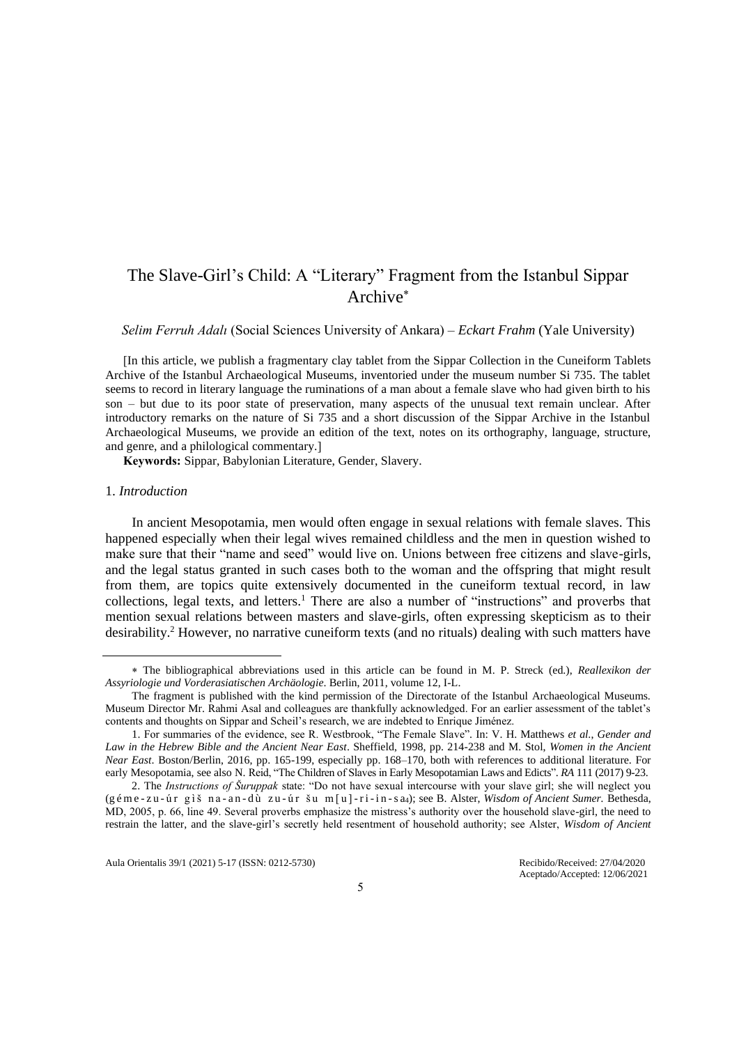# The Slave-Girl's Child: A "Literary" Fragment from the Istanbul Sippar Archive*

*Selim Ferruh Adalı* (Social Sciences University of Ankara) – *Eckart Frahm* (Yale University)

[In this article, we publish a fragmentary clay tablet from the Sippar Collection in the Cuneiform Tablets Archive of the Istanbul Archaeological Museums, inventoried under the museum number Si 735. The tablet seems to record in literary language the ruminations of a man about a female slave who had given birth to his son – but due to its poor state of preservation, many aspects of the unusual text remain unclear. After introductory remarks on the nature of Si 735 and a short discussion of the Sippar Archive in the Istanbul Archaeological Museums, we provide an edition of the text, notes on its orthography, language, structure, and genre, and a philological commentary.]

**Keywords:** Sippar, Babylonian Literature, Gender, Slavery.

## 1. *Introduction*

In ancient Mesopotamia, men would often engage in sexual relations with female slaves. This happened especially when their legal wives remained childless and the men in question wished to make sure that their "name and seed" would live on. Unions between free citizens and slave-girls, and the legal status granted in such cases both to the woman and the offspring that might result from them, are topics quite extensively documented in the cuneiform textual record, in law collections, legal texts, and letters.[1] There are also a number of "instructions" and proverbs that mention sexual relations between masters and slave-girls, often expressing skepticism as to their desirability.[2] However, no narrative cuneiform texts (and no rituals) dealing with such matters have

---

* The bibliographical abbreviations used in this article can be found in M. P. Streck (ed.), *Reallexikon der Assyriologie und Vorderasiatischen Archäologie*. Berlin, 2011, volume 12, I-L.

The fragment is published with the kind permission of the Directorate of the Istanbul Archaeological Museums. Museum Director Mr. Rahmi Asal and colleagues are thankfully acknowledged. For an earlier assessment of the tablet's contents and thoughts on Sippar and Scheil's research, we are indebted to Enrique Jiménez.

1. For summaries of the evidence, see R. Westbrook, "The Female Slave". In: V. H. Matthews *et al.*, *Gender and Law in the Hebrew Bible and the Ancient Near East*. Sheffield, 1998, pp. 214-238 and M. Stol, *Women in the Ancient Near East*. Boston/Berlin, 2016, pp. 165-199, especially pp. 168–170, both with references to additional literature. For early Mesopotamia, see also N. Reid, "The Children of Slaves in Early Mesopotamian Laws and Edicts". *RA* 111 (2017) 9-23.

2. The *Instructions of Šuruppak* state: "Do not have sexual intercourse with your slave girl; she will neglect you (g é m e - z u - ú r g ì š n a - a n - d ù z u - ú r š u m [u] - r i - i n - s a$_4$); see B. Alster, *Wisdom of Ancient Sumer.* Bethesda, MD, 2005, p. 66, line 49. Several proverbs emphasize the mistress's authority over the household slave-girl, the need to restrain the latter, and the slave-girl's secretly held resentment of household authority; see Alster, *Wisdom of Ancient*

Recibido/Received: 27/04/2020
Aceptado/Accepted: 12/06/2021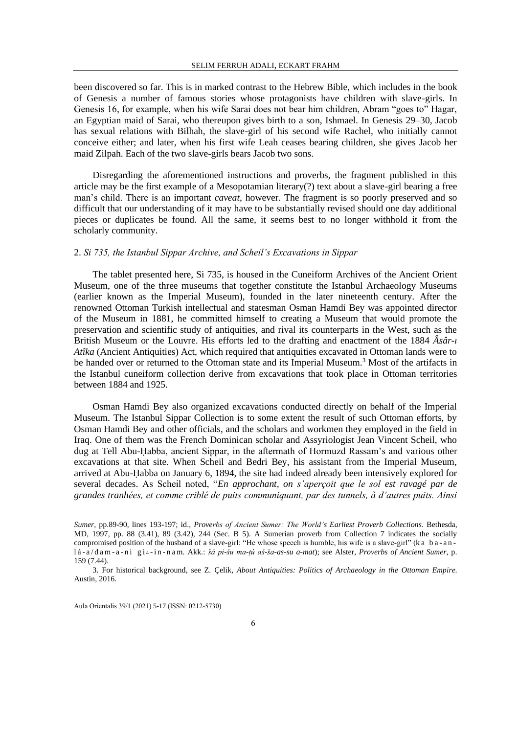been discovered so far. This is in marked contrast to the Hebrew Bible, which includes in the book of Genesis a number of famous stories whose protagonists have children with slave-girls. In Genesis 16, for example, when his wife Sarai does not bear him children, Abram "goes to" Hagar, an Egyptian maid of Sarai, who thereupon gives birth to a son, Ishmael. In Genesis 29–30, Jacob has sexual relations with Bilhah, the slave-girl of his second wife Rachel, who initially cannot conceive either; and later, when his first wife Leah ceases bearing children, she gives Jacob her maid Zilpah. Each of the two slave-girls bears Jacob two sons.

Disregarding the aforementioned instructions and proverbs, the fragment published in this article may be the first example of a Mesopotamian literary(?) text about a slave-girl bearing a free man's child. There is an important *caveat*, however. The fragment is so poorly preserved and so difficult that our understanding of it may have to be substantially revised should one day additional pieces or duplicates be found. All the same, it seems best to no longer withhold it from the scholarly community.

## 2. *Si 735, the Istanbul Sippar Archive, and Scheil's Excavations in Sippar*

The tablet presented here, Si 735, is housed in the Cuneiform Archives of the Ancient Orient Museum, one of the three museums that together constitute the Istanbul Archaeology Museums (earlier known as the Imperial Museum), founded in the later nineteenth century. After the renowned Ottoman Turkish intellectual and statesman Osman Hamdi Bey was appointed director of the Museum in 1881, he committed himself to creating a Museum that would promote the preservation and scientific study of antiquities, and rival its counterparts in the West, such as the British Museum or the Louvre. His efforts led to the drafting and enactment of the 1884 *Âsâr-ı Atîka* (Ancient Antiquities) Act, which required that antiquities excavated in Ottoman lands were to be handed over or returned to the Ottoman state and its Imperial Museum.[3] Most of the artifacts in the Istanbul cuneiform collection derive from excavations that took place in Ottoman territories between 1884 and 1925.

Osman Hamdi Bey also organized excavations conducted directly on behalf of the Imperial Museum. The Istanbul Sippar Collection is to some extent the result of such Ottoman efforts, by Osman Hamdi Bey and other officials, and the scholars and workmen they employed in the field in Iraq. One of them was the French Dominican scholar and Assyriologist Jean Vincent Scheil, who dug at Tell Abu-Ḥabba, ancient Sippar, in the aftermath of Hormuzd Rassam's and various other excavations at that site. When Scheil and Bedri Bey, his assistant from the Imperial Museum, arrived at Abu-Ḥabba on January 6, 1894, the site had indeed already been intensively explored for several decades. As Scheil noted, "*En approchant, on s'aperçoit que le sol est ravagé par de grandes tranhées, et comme criblé de puits communiquant, par des tunnels, à d'autres puits. Ainsi*

*Sumer*, pp.89-90, lines 193-197; id., *Proverbs of Ancient Sumer: The World's Earliest Proverb Collections*. Bethesda, MD, 1997, pp. 88 (3.41), 89 (3.42), 244 (Sec. B 5). A Sumerian proverb from Collection 7 indicates the socially compromised position of the husband of a slave-girl: "He whose speech is humble, his wife is a slave-girl" (k a b a - a n - l á - a / d a m - a - n i g i 4 - i n - n a m. Akk.: *šá pi-šu ma-ṭú aš-ša-as-su a-mat*); see Alster, *Proverbs of Ancient Sumer*, p. 159 (7.44).

3. For historical background, see Z. Çelik, *About Antiquities: Politics of Archaeology in the Ottoman Empire*. Austin, 2016.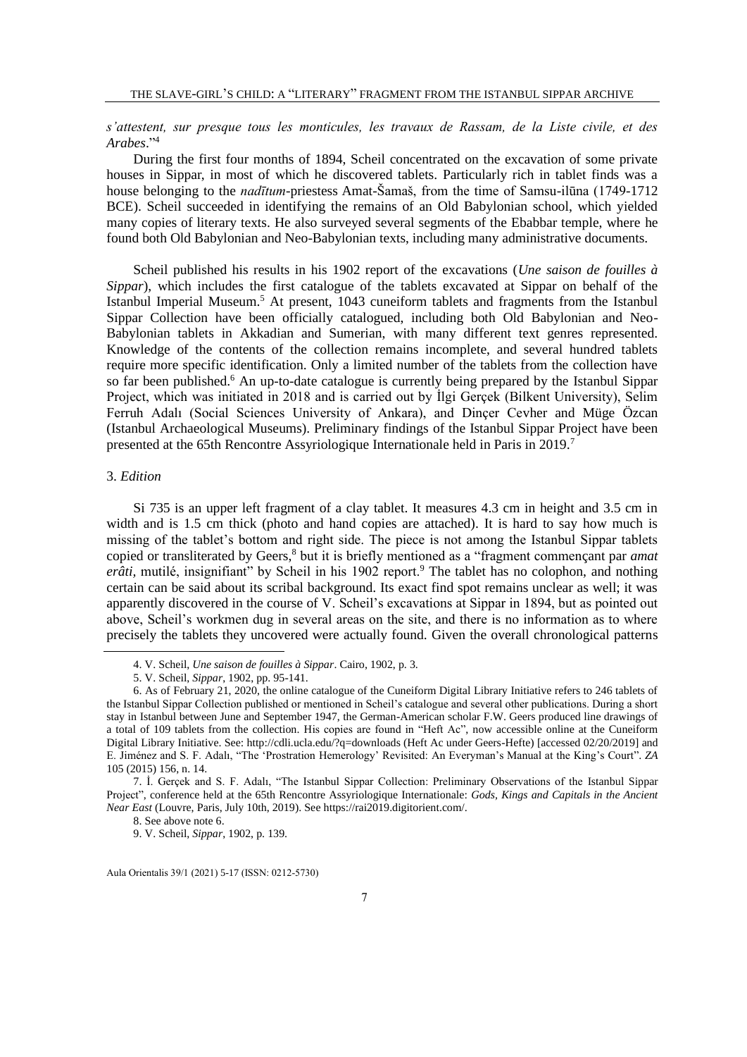*s'attestent, sur presque tous les monticules, les travaux de Rassam, de la Liste civile, et des Arabes*."[4]

During the first four months of 1894, Scheil concentrated on the excavation of some private houses in Sippar, in most of which he discovered tablets. Particularly rich in tablet finds was a house belonging to the *nadītum*-priestess Amat-Šamaš, from the time of Samsu-ilūna (1749-1712 BCE). Scheil succeeded in identifying the remains of an Old Babylonian school, which yielded many copies of literary texts. He also surveyed several segments of the Ebabbar temple, where he found both Old Babylonian and Neo-Babylonian texts, including many administrative documents.

Scheil published his results in his 1902 report of the excavations (*Une saison de fouilles à Sippar*), which includes the first catalogue of the tablets excavated at Sippar on behalf of the Istanbul Imperial Museum.[5] At present, 1043 cuneiform tablets and fragments from the Istanbul Sippar Collection have been officially catalogued, including both Old Babylonian and Neo-Babylonian tablets in Akkadian and Sumerian, with many different text genres represented. Knowledge of the contents of the collection remains incomplete, and several hundred tablets require more specific identification. Only a limited number of the tablets from the collection have so far been published.[6] An up-to-date catalogue is currently being prepared by the Istanbul Sippar Project, which was initiated in 2018 and is carried out by İlgi Gerçek (Bilkent University), Selim Ferruh Adalı (Social Sciences University of Ankara), and Dinçer Cevher and Müge Özcan (Istanbul Archaeological Museums). Preliminary findings of the Istanbul Sippar Project have been presented at the 65th Rencontre Assyriologique Internationale held in Paris in 2019.[7]

## 3. *Edition*

Si 735 is an upper left fragment of a clay tablet. It measures 4.3 cm in height and 3.5 cm in width and is 1.5 cm thick (photo and hand copies are attached). It is hard to say how much is missing of the tablet's bottom and right side. The piece is not among the Istanbul Sippar tablets copied or transliterated by Geers,[8] but it is briefly mentioned as a "fragment commençant par *amat erâti*, mutilé, insignifiant" by Scheil in his 1902 report.[9] The tablet has no colophon, and nothing certain can be said about its scribal background. Its exact find spot remains unclear as well; it was apparently discovered in the course of V. Scheil's excavations at Sippar in 1894, but as pointed out above, Scheil's workmen dug in several areas on the site, and there is no information as to where precisely the tablets they uncovered were actually found. Given the overall chronological patterns

---

4. V. Scheil, *Une saison de fouilles à Sippar*. Cairo, 1902, p. 3.

5. V. Scheil, *Sippar*, 1902, pp. 95-141.

6. As of February 21, 2020, the online catalogue of the Cuneiform Digital Library Initiative refers to 246 tablets of the Istanbul Sippar Collection published or mentioned in Scheil's catalogue and several other publications. During a short stay in Istanbul between June and September 1947, the German-American scholar F.W. Geers produced line drawings of a total of 109 tablets from the collection. His copies are found in "Heft Ac", now accessible online at the Cuneiform Digital Library Initiative. See: http://cdli.ucla.edu/?q=downloads (Heft Ac under Geers-Hefte) [accessed 02/20/2019] and E. Jiménez and S. F. Adalı, "The 'Prostration Hemerology' Revisited: An Everyman's Manual at the King's Court". *ZA* 105 (2015) 156, n. 14.

7. İ. Gerçek and S. F. Adalı, "The Istanbul Sippar Collection: Preliminary Observations of the Istanbul Sippar Project", conference held at the 65th Rencontre Assyriologique Internationale: *Gods, Kings and Capitals in the Ancient Near East* (Louvre, Paris, July 10th, 2019). See https://rai2019.digitorient.com/.

8. See above note 6.

9. V. Scheil, *Sippar*, 1902, p. 139.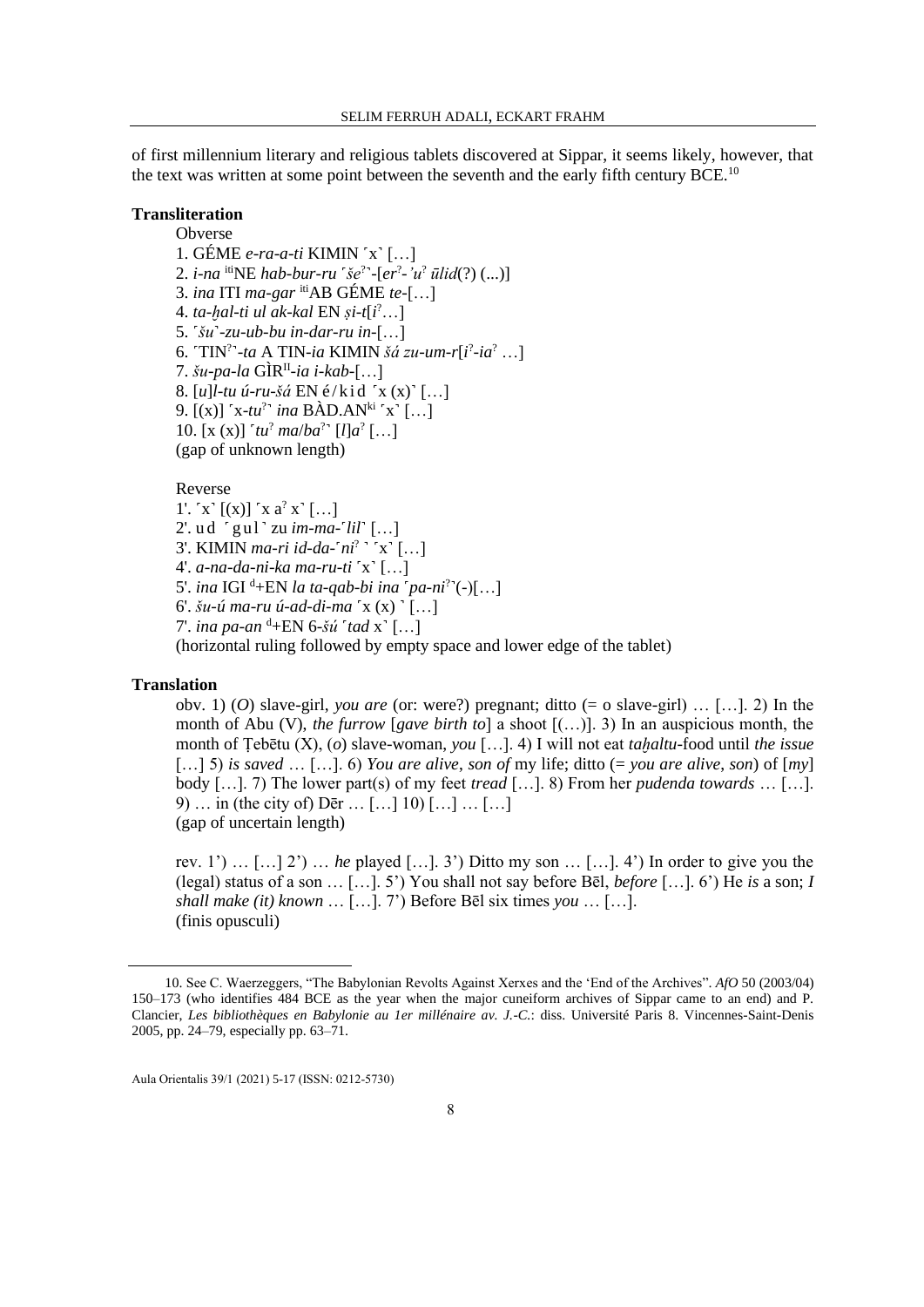of first millennium literary and religious tablets discovered at Sippar, it seems likely, however, that the text was written at some point between the seventh and the early fifth century BCE.[10]

### Transliteration

Obverse

1. GÉME *e-ra-a-ti* KIMIN ˹x˺ […]
2. *i-na* [iti]NE *hab-bur-ru* ˹*še*[?]˺-[*er*[?]*-'u*[?] *ūlid*(?) (...)]
3. *ina* ITI *ma-gar* [iti]AB GÉME *te*-[…]
4. *ta-ḫal-ti ul ak-kal* EN *ṣi-t*[*i*[?]…]
5. ˹*šu*˺*-zu-ub-bu in-dar-ru in*-[…]
6. ˹TIN[?]˺-*ta* A TIN-*ia* KIMIN *šá zu-um-r*[*i*[?]*-ia*[?] …]
7. *šu-pa-la* GÌR[II]-*ia i-kab*-[…]
8. [*u*]*l-tu ú-ru-šá* EN é/kid ˹x (x)˺ […]
9. [(x)] ˹x-*tu*[?]˺ *ina* BÀD.AN[ki] ˹x˺ […]
10. [x (x)] ˹*tu*[?] *ma*/*ba*[?]˺ [*l*]*a*[?] […]

(gap of unknown length)

Reverse

1'. ˹x˺ [(x)] ˹x a[?] x˺ […]
2'. ud ˹gul˺ zu *im-ma*-˹*lil*˺ […]
3'. KIMIN *ma-ri id-da*-˹*ni*[?] ˺ ˹x˺ […]
4'. *a-na-da-ni-ka ma-ru-ti* ˹x˺ […]
5'. *ina* IGI [d]+EN *la ta-qab-bi ina* ˹*pa-ni*[?]˺(-)[…]
6'. *šu-ú ma-ru ú-ad-di-ma* ˹x (x) ˺ […]
7'. *ina pa-an* [d]+EN 6-*šú* ˹*tad* x˺ […]

(horizontal ruling followed by empty space and lower edge of the tablet)

### Translation

obv. 1) (*O*) slave-girl, *you are* (or: were?) pregnant; ditto (= o slave-girl) … […]. 2) In the month of Abu (V), *the furrow* [*gave birth to*] a shoot [(…)]. 3) In an auspicious month, the month of Ṭebētu (X), (*o*) slave-woman, *you* […]. 4) I will not eat *taḫaltu*-food until *the issue* […] 5) *is saved* … […]. 6) *You are alive*, *son of* my life; ditto (= *you are alive*, *son*) of [*my*] body […]. 7) The lower part(s) of my feet *tread* […]. 8) From her *pudenda towards* … […]. 9) … in (the city of) Dēr … […] 10) […] … […]

(gap of uncertain length)

rev. 1') … […] 2') … *he* played […]. 3') Ditto my son … […]. 4') In order to give you the (legal) status of a son … […]. 5') You shall not say before Bēl, *before* […]. 6') He *is* a son; *I shall make (it) known* … […]. 7') Before Bēl six times *you* … […].

(finis opusculi)

---

10. See C. Waerzeggers, "The Babylonian Revolts Against Xerxes and the 'End of the Archives". *AfO* 50 (2003/04) 150–173 (who identifies 484 BCE as the year when the major cuneiform archives of Sippar came to an end) and P. Clancier, *Les bibliothèques en Babylonie au 1er millénaire av. J.-C.*: diss. Université Paris 8. Vincennes-Saint-Denis 2005, pp. 24–79, especially pp. 63–71.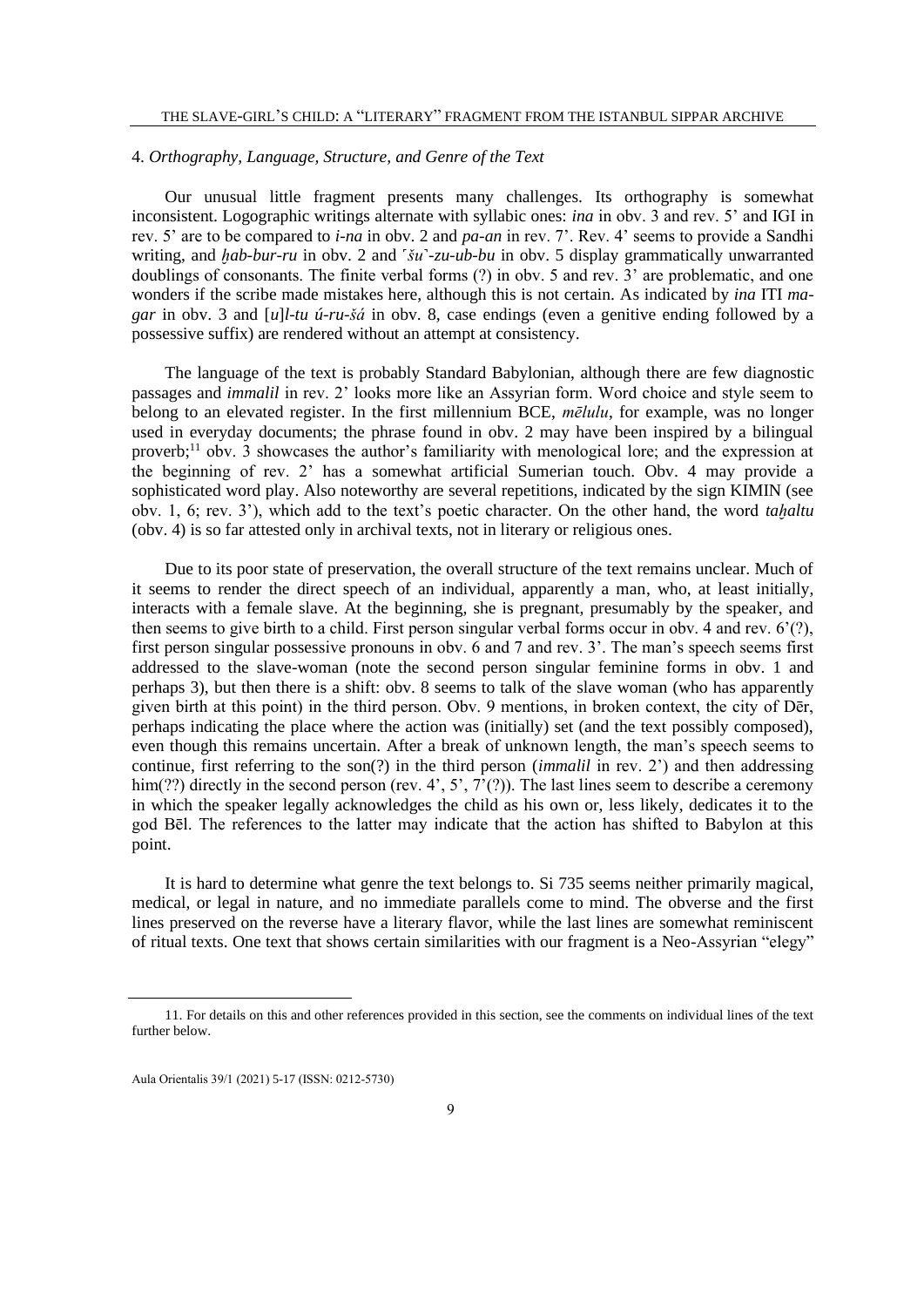## 4. *Orthography, Language, Structure, and Genre of the Text*

Our unusual little fragment presents many challenges. Its orthography is somewhat inconsistent. Logographic writings alternate with syllabic ones: *ina* in obv. 3 and rev. 5' and IGI in rev. 5' are to be compared to *i-na* in obv. 2 and *pa-an* in rev. 7'. Rev. 4' seems to provide a Sandhi writing, and *ḫab-bur-ru* in obv. 2 and ⸢*šu*⸣*-zu-ub-bu* in obv. 5 display grammatically unwarranted doublings of consonants. The finite verbal forms (?) in obv. 5 and rev. 3' are problematic, and one wonders if the scribe made mistakes here, although this is not certain. As indicated by *ina* ITI *ma-gar* in obv. 3 and [*u*]*l-tu ú-ru-šá* in obv. 8, case endings (even a genitive ending followed by a possessive suffix) are rendered without an attempt at consistency.

The language of the text is probably Standard Babylonian, although there are few diagnostic passages and *immalil* in rev. 2' looks more like an Assyrian form. Word choice and style seem to belong to an elevated register. In the first millennium BCE, *mēlulu*, for example, was no longer used in everyday documents; the phrase found in obv. 2 may have been inspired by a bilingual proverb;[11] obv. 3 showcases the author's familiarity with menological lore; and the expression at the beginning of rev. 2' has a somewhat artificial Sumerian touch. Obv. 4 may provide a sophisticated word play. Also noteworthy are several repetitions, indicated by the sign KIMIN (see obv. 1, 6; rev. 3'), which add to the text's poetic character. On the other hand, the word *taḫaltu* (obv. 4) is so far attested only in archival texts, not in literary or religious ones.

Due to its poor state of preservation, the overall structure of the text remains unclear. Much of it seems to render the direct speech of an individual, apparently a man, who, at least initially, interacts with a female slave. At the beginning, she is pregnant, presumably by the speaker, and then seems to give birth to a child. First person singular verbal forms occur in obv. 4 and rev. 6'(?), first person singular possessive pronouns in obv. 6 and 7 and rev. 3'. The man's speech seems first addressed to the slave-woman (note the second person singular feminine forms in obv. 1 and perhaps 3), but then there is a shift: obv. 8 seems to talk of the slave woman (who has apparently given birth at this point) in the third person. Obv. 9 mentions, in broken context, the city of Dēr, perhaps indicating the place where the action was (initially) set (and the text possibly composed), even though this remains uncertain. After a break of unknown length, the man's speech seems to continue, first referring to the son(?) in the third person (*immalil* in rev. 2') and then addressing him(??) directly in the second person (rev. 4', 5', 7'(?)). The last lines seem to describe a ceremony in which the speaker legally acknowledges the child as his own or, less likely, dedicates it to the god Bēl. The references to the latter may indicate that the action has shifted to Babylon at this point.

It is hard to determine what genre the text belongs to. Si 735 seems neither primarily magical, medical, or legal in nature, and no immediate parallels come to mind. The obverse and the first lines preserved on the reverse have a literary flavor, while the last lines are somewhat reminiscent of ritual texts. One text that shows certain similarities with our fragment is a Neo-Assyrian "elegy"

---

11. For details on this and other references provided in this section, see the comments on individual lines of the text further below.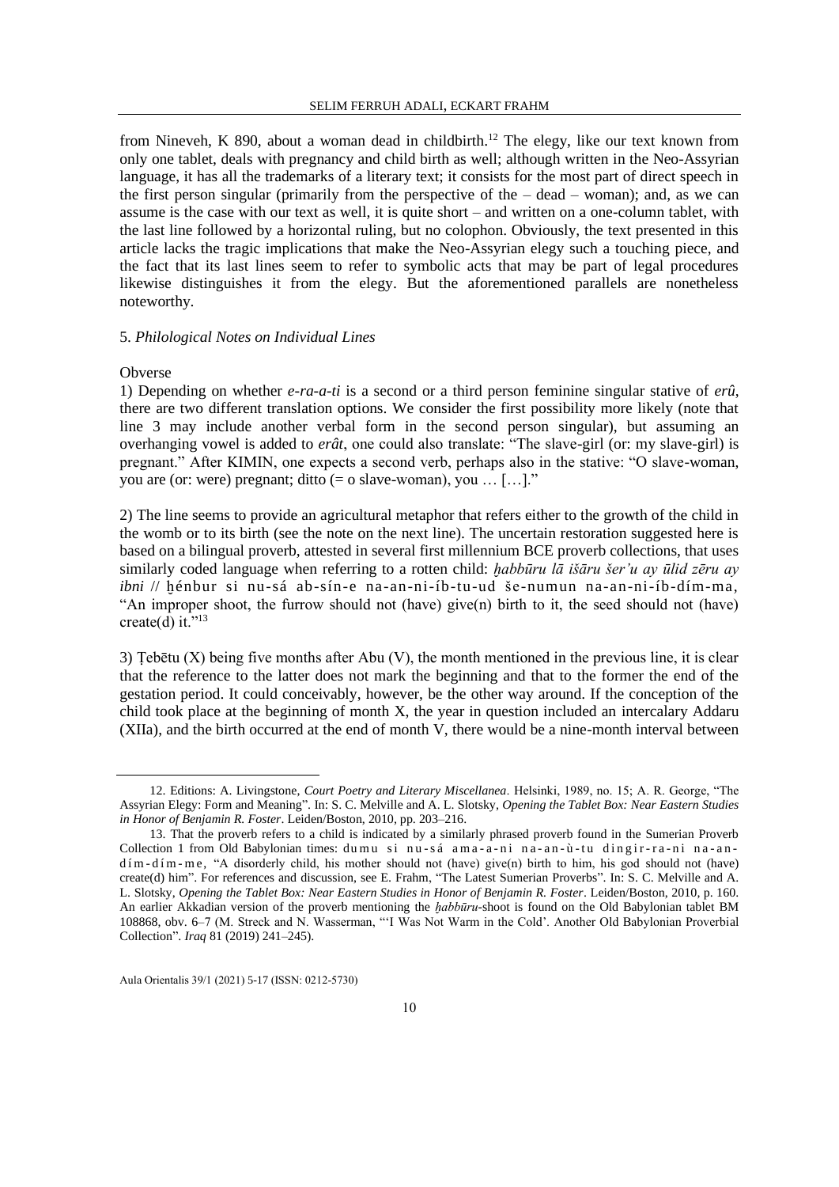from Nineveh, K 890, about a woman dead in childbirth.[12] The elegy, like our text known from only one tablet, deals with pregnancy and child birth as well; although written in the Neo-Assyrian language, it has all the trademarks of a literary text; it consists for the most part of direct speech in the first person singular (primarily from the perspective of the – dead – woman); and, as we can assume is the case with our text as well, it is quite short – and written on a one-column tablet, with the last line followed by a horizontal ruling, but no colophon. Obviously, the text presented in this article lacks the tragic implications that make the Neo-Assyrian elegy such a touching piece, and the fact that its last lines seem to refer to symbolic acts that may be part of legal procedures likewise distinguishes it from the elegy. But the aforementioned parallels are nonetheless noteworthy.

### 5. *Philological Notes on Individual Lines*

Obverse

1) Depending on whether *e-ra-a-ti* is a second or a third person feminine singular stative of *erû*, there are two different translation options. We consider the first possibility more likely (note that line 3 may include another verbal form in the second person singular), but assuming an overhanging vowel is added to *erât*, one could also translate: "The slave-girl (or: my slave-girl) is pregnant." After KIMIN, one expects a second verb, perhaps also in the stative: "O slave-woman, you are (or: were) pregnant; ditto (= o slave-woman), you … […]."

2) The line seems to provide an agricultural metaphor that refers either to the growth of the child in the womb or to its birth (see the note on the next line). The uncertain restoration suggested here is based on a bilingual proverb, attested in several first millennium BCE proverb collections, that uses similarly coded language when referring to a rotten child: *ḫabbūru lā išāru šer'u ay ūlid zēru ay ibni* // ḫénbur si nu-sá ab-sín-e na-an-ni-íb-tu-ud še-numun na-an-ni-íb-dím-ma, "An improper shoot, the furrow should not (have) give(n) birth to it, the seed should not (have) create(d) it."[13]

3) Ṭebētu (X) being five months after Abu (V), the month mentioned in the previous line, it is clear that the reference to the latter does not mark the beginning and that to the former the end of the gestation period. It could conceivably, however, be the other way around. If the conception of the child took place at the beginning of month X, the year in question included an intercalary Addaru (XIIa), and the birth occurred at the end of month V, there would be a nine-month interval between

---

12. Editions: A. Livingstone, *Court Poetry and Literary Miscellanea*. Helsinki, 1989, no. 15; A. R. George, "The Assyrian Elegy: Form and Meaning". In: S. C. Melville and A. L. Slotsky, *Opening the Tablet Box: Near Eastern Studies in Honor of Benjamin R. Foster*. Leiden/Boston, 2010, pp. 203–216.

13. That the proverb refers to a child is indicated by a similarly phrased proverb found in the Sumerian Proverb Collection 1 from Old Babylonian times: dumu si nu-sá ama-a-ni na-an-ù-tu dingir-ra-ni na-an-dím-dím-me, "A disorderly child, his mother should not (have) give(n) birth to him, his god should not (have) create(d) him". For references and discussion, see E. Frahm, "The Latest Sumerian Proverbs". In: S. C. Melville and A. L. Slotsky, *Opening the Tablet Box: Near Eastern Studies in Honor of Benjamin R. Foster*. Leiden/Boston, 2010, p. 160. An earlier Akkadian version of the proverb mentioning the *ḫabbūru*-shoot is found on the Old Babylonian tablet BM 108868, obv. 6–7 (M. Streck and N. Wasserman, "'I Was Not Warm in the Cold'. Another Old Babylonian Proverbial Collection". *Iraq* 81 (2019) 241–245).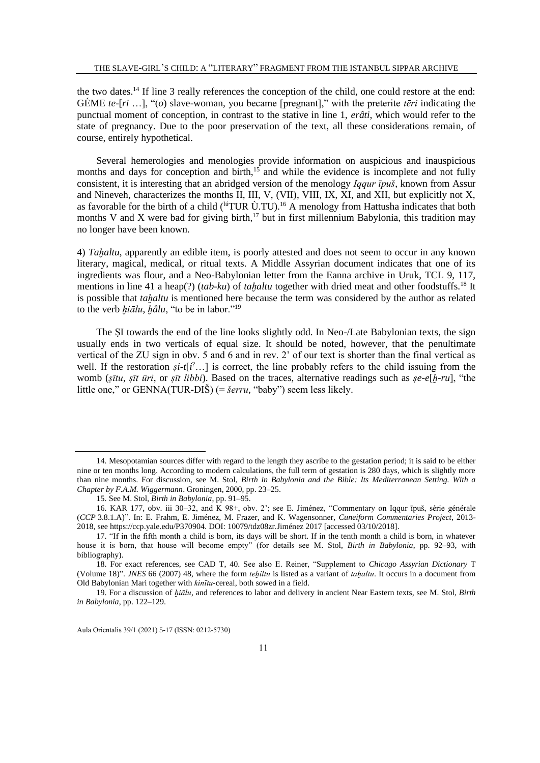the two dates.[14] If line 3 really references the conception of the child, one could restore at the end: GÉME *te*-[*ri* …], "(*o*) slave-woman, you became [pregnant]," with the preterite *tēri* indicating the punctual moment of conception, in contrast to the stative in line 1, *erâti*, which would refer to the state of pregnancy. Due to the poor preservation of the text, all these considerations remain, of course, entirely hypothetical.

Several hemerologies and menologies provide information on auspicious and inauspicious months and days for conception and birth,[15] and while the evidence is incomplete and not fully consistent, it is interesting that an abridged version of the menology *Iqqur īpuš*, known from Assur and Nineveh, characterizes the months II, III, V, (VII), VIII, IX, XI, and XII, but explicitly not X, as favorable for the birth of a child (lúTUR Ù.TU).[16] A menology from Hattusha indicates that both months V and X were bad for giving birth,[17] but in first millennium Babylonia, this tradition may no longer have been known.

4) *Taḫaltu*, apparently an edible item, is poorly attested and does not seem to occur in any known literary, magical, medical, or ritual texts. A Middle Assyrian document indicates that one of its ingredients was flour, and a Neo-Babylonian letter from the Eanna archive in Uruk, TCL 9, 117, mentions in line 41 a heap(?) (*tab-ku*) of *taḫaltu* together with dried meat and other foodstuffs.[18] It is possible that *taḫaltu* is mentioned here because the term was considered by the author as related to the verb *ḫiālu*, *ḫâlu*, "to be in labor."[19]

The ṢI towards the end of the line looks slightly odd. In Neo-/Late Babylonian texts, the sign usually ends in two verticals of equal size. It should be noted, however, that the penultimate vertical of the ZU sign in obv. 5 and 6 and in rev. 2' of our text is shorter than the final vertical as well. If the restoration *ṣi-t*[*i*?…] is correct, the line probably refers to the child issuing from the womb (*ṣītu*, *ṣīt ūri*, or *ṣīt libbi*). Based on the traces, alternative readings such as *ṣe-e*[*ḫ-ru*], "the little one," or GENNA(TUR-DIŠ) (= *šerru*, "baby") seem less likely.

---

14. Mesopotamian sources differ with regard to the length they ascribe to the gestation period; it is said to be either nine or ten months long. According to modern calculations, the full term of gestation is 280 days, which is slightly more than nine months. For discussion, see M. Stol, *Birth in Babylonia and the Bible: Its Mediterranean Setting. With a Chapter by F.A.M. Wiggermann*. Groningen, 2000, pp. 23–25.

15. See M. Stol, *Birth in Babylonia*, pp. 91–95.

16. KAR 177, obv. iii 30–32, and K 98+, obv. 2'; see E. Jiménez, "Commentary on Iqqur īpuš, série générale (*CCP* 3.8.1.A)". In: E. Frahm, E. Jiménez, M. Frazer, and K. Wagensonner, *Cuneiform Commentaries Project*, 2013-2018, see https://ccp.yale.edu/P370904. DOI: 10079/tdz08zr.Jiménez 2017 [accessed 03/10/2018].

17. "If in the fifth month a child is born, its days will be short. If in the tenth month a child is born, in whatever house it is born, that house will become empty" (for details see M. Stol, *Birth in Babylonia*, pp. 92–93, with bibliography).

18. For exact references, see CAD T, 40. See also E. Reiner, "Supplement to *Chicago Assyrian Dictionary* T (Volume 18)". *JNES* 66 (2007) 48, where the form *teḫiltu* is listed as a variant of *taḫaltu*. It occurs in a document from Old Babylonian Mari together with *kinītu*-cereal, both sowed in a field.

19. For a discussion of *ḫiālu*, and references to labor and delivery in ancient Near Eastern texts, see M. Stol, *Birth in Babylonia*, pp. 122–129.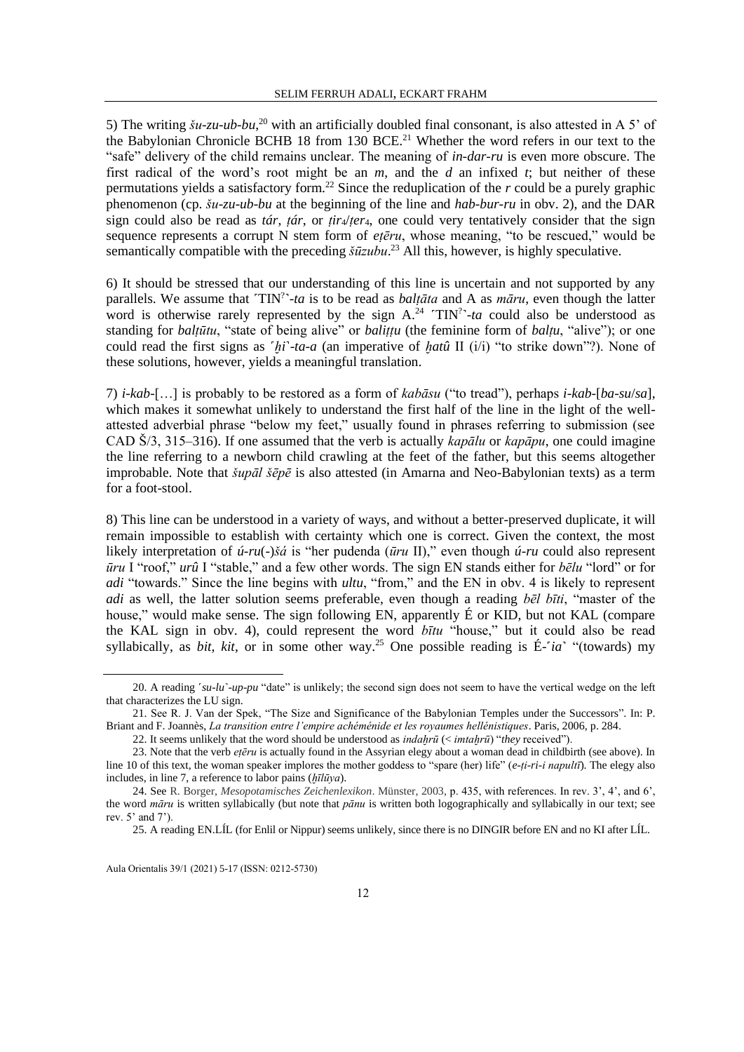5) The writing *šu-zu-ub-bu*,[20] with an artificially doubled final consonant, is also attested in A 5' of the Babylonian Chronicle BCHB 18 from 130 BCE.[21] Whether the word refers in our text to the "safe" delivery of the child remains unclear. The meaning of *in-dar-ru* is even more obscure. The first radical of the word's root might be an *m*, and the *d* an infixed *t*; but neither of these permutations yields a satisfactory form.[22] Since the reduplication of the *r* could be a purely graphic phenomenon (cp. *šu-zu-ub-bu* at the beginning of the line and *hab-bur-ru* in obv. 2), and the DAR sign could also be read as *tár*, *ṭár*, or *ṭir*$_4$/*ṭer*$_4$, one could very tentatively consider that the sign sequence represents a corrupt N stem form of *eṭēru*, whose meaning, "to be rescued," would be semantically compatible with the preceding *šūzubu*.[23] All this, however, is highly speculative.

6) It should be stressed that our understanding of this line is uncertain and not supported by any parallels. We assume that ˹TIN$^?$˺-*ta* is to be read as *balṭāta* and A as *māru*, even though the latter word is otherwise rarely represented by the sign A.[24] ˹TIN$^?$˺-*ta* could also be understood as standing for *balṭūtu*, "state of being alive" or *baliṭṭu* (the feminine form of *balṭu*, "alive"); or one could read the first signs as ˹*ḫi*˺-*ta-a* (an imperative of *ḫatû* II (i/i) "to strike down"?). None of these solutions, however, yields a meaningful translation.

7) *i-kab*-[…] is probably to be restored as a form of *kabāsu* ("to tread"), perhaps *i-kab*-[*ba-su*/*sa*], which makes it somewhat unlikely to understand the first half of the line in the light of the well-attested adverbial phrase "below my feet," usually found in phrases referring to submission (see CAD Š/3, 315–316). If one assumed that the verb is actually *kapālu* or *kapāpu*, one could imagine the line referring to a newborn child crawling at the feet of the father, but this seems altogether improbable. Note that *šupāl šēpē* is also attested (in Amarna and Neo-Babylonian texts) as a term for a foot-stool.

8) This line can be understood in a variety of ways, and without a better-preserved duplicate, it will remain impossible to establish with certainty which one is correct. Given the context, the most likely interpretation of *ú-ru*(-)*šá* is "her pudenda (*ūru* II)," even though *ú-ru* could also represent *ūru* I "roof," *urû* I "stable," and a few other words. The sign EN stands either for *bēlu* "lord" or for *adi* "towards." Since the line begins with *ultu*, "from," and the EN in obv. 4 is likely to represent *adi* as well, the latter solution seems preferable, even though a reading *bēl bīti*, "master of the house," would make sense. The sign following EN, apparently É or KID, but not KAL (compare the KAL sign in obv. 4), could represent the word *bītu* "house," but it could also be read syllabically, as *bit, kit*, or in some other way.[25] One possible reading is É-˹*ia*˺ "(towards) my

---

20. A reading ˹*su-lu*˺-*up-pu* "date" is unlikely; the second sign does not seem to have the vertical wedge on the left that characterizes the LU sign.

21. See R. J. Van der Spek, "The Size and Significance of the Babylonian Temples under the Successors". In: P. Briant and F. Joannès, *La transition entre l'empire achéménide et les royaumes hellénistiques*. Paris, 2006, p. 284.

22. It seems unlikely that the word should be understood as *indaḫrū* (< *imtaḫrū*) "*they* received").

23. Note that the verb *eṭēru* is actually found in the Assyrian elegy about a woman dead in childbirth (see above). In line 10 of this text, the woman speaker implores the mother goddess to "spare (her) life" (*e-ṭi-ri-i napultī*). The elegy also includes, in line 7, a reference to labor pains (*ḫīlūya*).

24. See R. Borger, *Mesopotamisches Zeichenlexikon*. Münster, 2003, p. 435, with references. In rev. 3', 4', and 6', the word *māru* is written syllabically (but note that *pānu* is written both logographically and syllabically in our text; see rev. 5' and 7').

25. A reading EN.LÍL (for Enlil or Nippur) seems unlikely, since there is no DINGIR before EN and no KI after LÍL.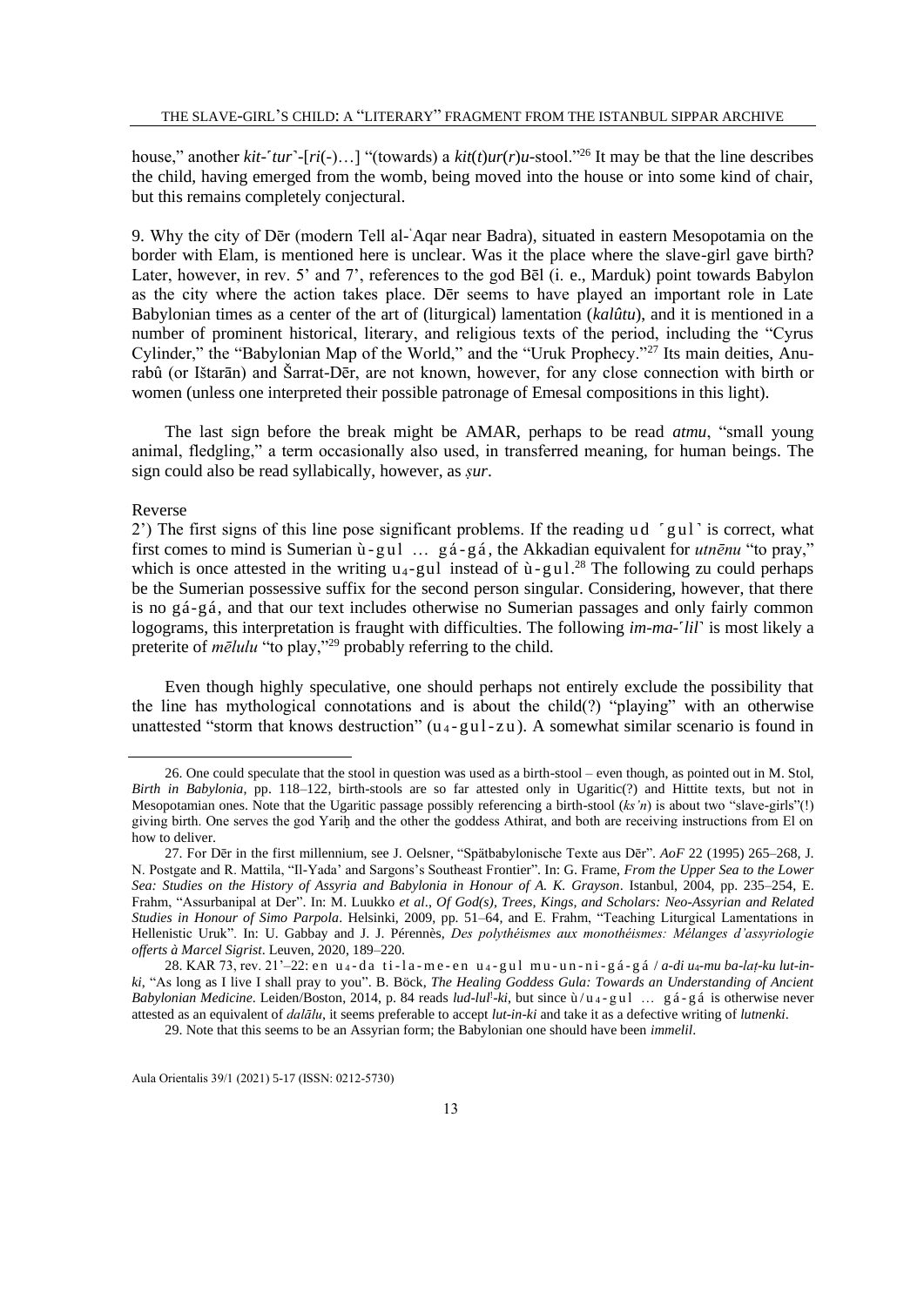house," another *kit-˹tur˺-[ri(-)…]* "(towards) a *kit(t)ur(r)u*-stool."[26] It may be that the line describes the child, having emerged from the womb, being moved into the house or into some kind of chair, but this remains completely conjectural.

9. Why the city of Dēr (modern Tell al-ʿAqar near Badra), situated in eastern Mesopotamia on the border with Elam, is mentioned here is unclear. Was it the place where the slave-girl gave birth? Later, however, in rev. 5' and 7', references to the god Bēl (i. e., Marduk) point towards Babylon as the city where the action takes place. Dēr seems to have played an important role in Late Babylonian times as a center of the art of (liturgical) lamentation (*kalûtu*), and it is mentioned in a number of prominent historical, literary, and religious texts of the period, including the "Cyrus Cylinder," the "Babylonian Map of the World," and the "Uruk Prophecy."[27] Its main deities, Anu-rabû (or Ištarān) and Šarrat-Dēr, are not known, however, for any close connection with birth or women (unless one interpreted their possible patronage of Emesal compositions in this light).

The last sign before the break might be AMAR, perhaps to be read *atmu*, "small young animal, fledgling," a term occasionally also used, in transferred meaning, for human beings. The sign could also be read syllabically, however, as *ṣur*.

Reverse

2') The first signs of this line pose significant problems. If the reading ud ˹gul˺ is correct, what first comes to mind is Sumerian ù-gul … gá-gá, the Akkadian equivalent for *utnēnu* "to pray," which is once attested in the writing $u_4$-gul instead of ù-gul.[28] The following zu could perhaps be the Sumerian possessive suffix for the second person singular. Considering, however, that there is no gá-gá, and that our text includes otherwise no Sumerian passages and only fairly common logograms, this interpretation is fraught with difficulties. The following *im-ma-˹lil˺* is most likely a preterite of *mēlulu* "to play,"[29] probably referring to the child.

Even though highly speculative, one should perhaps not entirely exclude the possibility that the line has mythological connotations and is about the child(?) "playing" with an otherwise unattested "storm that knows destruction" ($u_4$-gul-zu). A somewhat similar scenario is found in

---

26. One could speculate that the stool in question was used as a birth-stool – even though, as pointed out in M. Stol, *Birth in Babylonia*, pp. 118–122, birth-stools are so far attested only in Ugaritic(?) and Hittite texts, but not in Mesopotamian ones. Note that the Ugaritic passage possibly referencing a birth-stool (*ksʾn*) is about two "slave-girls"(!) giving birth. One serves the god Yariḫ and the other the goddess Athirat, and both are receiving instructions from El on how to deliver.

27. For Dēr in the first millennium, see J. Oelsner, "Spätbabylonische Texte aus Dēr". *AoF* 22 (1995) 265–268, J. N. Postgate and R. Mattila, "Il-Yada' and Sargons's Southeast Frontier". In: G. Frame, *From the Upper Sea to the Lower Sea: Studies on the History of Assyria and Babylonia in Honour of A. K. Grayson*. Istanbul, 2004, pp. 235–254, E. Frahm, "Assurbanipal at Der". In: M. Luukko *et al*., *Of God(s), Trees, Kings, and Scholars: Neo-Assyrian and Related Studies in Honour of Simo Parpola*. Helsinki, 2009, pp. 51–64, and E. Frahm, "Teaching Liturgical Lamentations in Hellenistic Uruk". In: U. Gabbay and J. J. Pérennès, *Des polythéismes aux monothéismes: Mélanges d'assyriologie offerts à Marcel Sigrist*. Leuven, 2020, 189–220.

28. KAR 73, rev. 21'–22: en $u_4$-da ti-la-me-en $u_4$-gul mu-un-ni-gá-gá / *a-di* $u_4$*-mu ba-laṭ-ku lut-in-ki*, "As long as I live I shall pray to you". B. Böck, *The Healing Goddess Gula: Towards an Understanding of Ancient Babylonian Medicine*. Leiden/Boston, 2014, p. 84 reads *lud-lul*!*-ki*, but since ù/$u_4$-gul … gá-gá is otherwise never attested as an equivalent of *dalālu*, it seems preferable to accept *lut-in-ki* and take it as a defective writing of *lutnenki*.

29. Note that this seems to be an Assyrian form; the Babylonian one should have been *immelil*.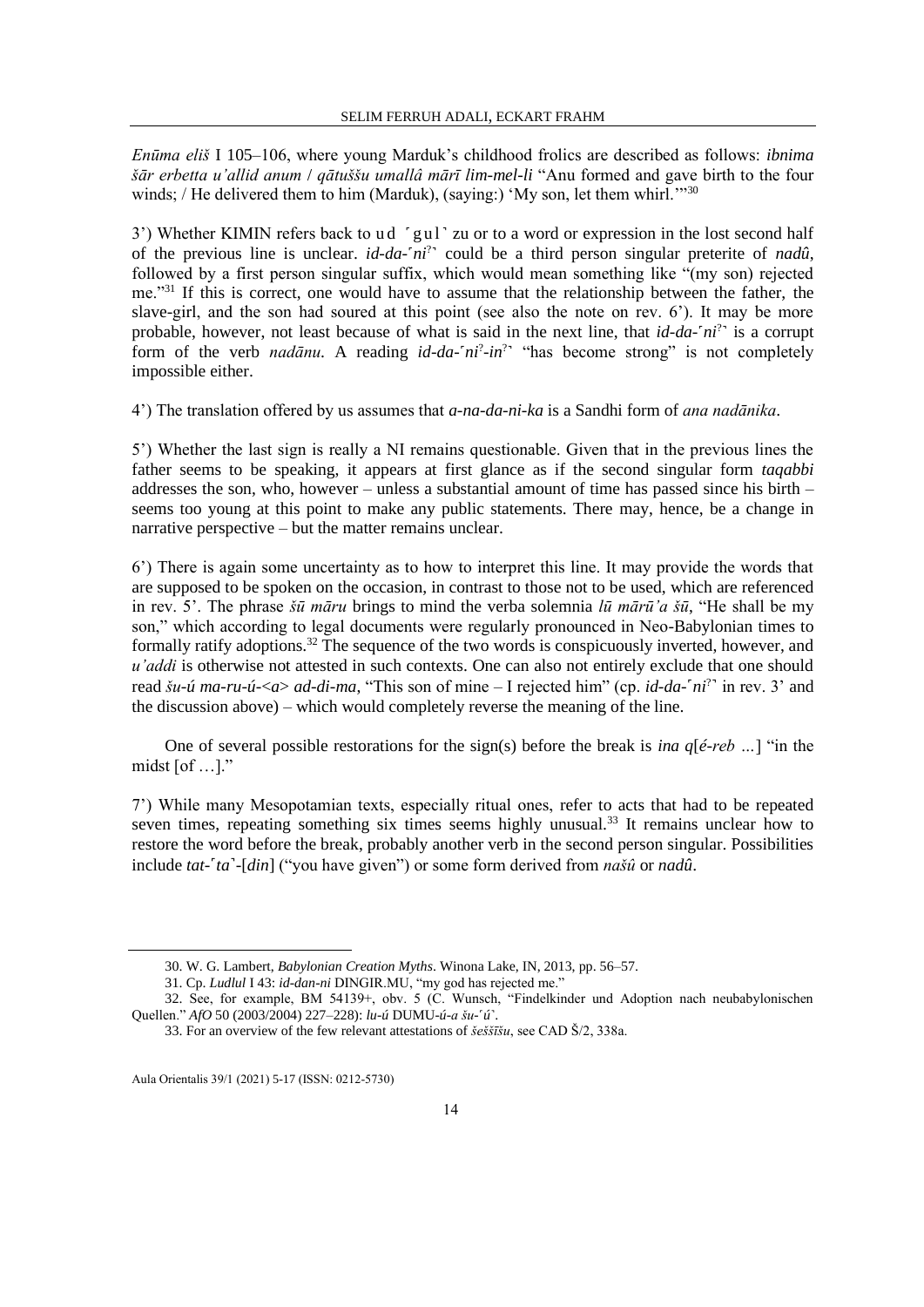*Enūma eliš* I 105–106, where young Marduk's childhood frolics are described as follows: *ibnima šār erbetta u'allid anum* / *qātuššu umallâ mārī lim-mel-li* "Anu formed and gave birth to the four winds; / He delivered them to him (Marduk), (saying:) 'My son, let them whirl.'"[30]

3') Whether KIMIN refers back to u d ⸢g u l⸣ zu or to a word or expression in the lost second half of the previous line is unclear. *id-da-⸢ni*?⸣ could be a third person singular preterite of *nadû*, followed by a first person singular suffix, which would mean something like "(my son) rejected me."[31] If this is correct, one would have to assume that the relationship between the father, the slave-girl, and the son had soured at this point (see also the note on rev. 6'). It may be more probable, however, not least because of what is said in the next line, that *id-da-⸢ni*?⸣ is a corrupt form of the verb *nadānu*. A reading *id-da-⸢ni*?*-in*?⸣ "has become strong" is not completely impossible either.

4') The translation offered by us assumes that *a-na-da-ni-ka* is a Sandhi form of *ana nadānika*.

5') Whether the last sign is really a NI remains questionable. Given that in the previous lines the father seems to be speaking, it appears at first glance as if the second singular form *taqabbi* addresses the son, who, however – unless a substantial amount of time has passed since his birth – seems too young at this point to make any public statements. There may, hence, be a change in narrative perspective – but the matter remains unclear.

6') There is again some uncertainty as to how to interpret this line. It may provide the words that are supposed to be spoken on the occasion, in contrast to those not to be used, which are referenced in rev. 5'. The phrase *šū māru* brings to mind the verba solemnia *lū mārū'a šū*, "He shall be my son," which according to legal documents were regularly pronounced in Neo-Babylonian times to formally ratify adoptions.[32] The sequence of the two words is conspicuously inverted, however, and *u'addi* is otherwise not attested in such contexts. One can also not entirely exclude that one should read *šu-ú ma-ru-ú-<a> ad-di-ma*, "This son of mine – I rejected him" (cp. *id-da-⸢ni*?⸣ in rev. 3' and the discussion above) – which would completely reverse the meaning of the line.

One of several possible restorations for the sign(s) before the break is *ina q*[*é-reb* ...] "in the midst [of …]."

7') While many Mesopotamian texts, especially ritual ones, refer to acts that had to be repeated seven times, repeating something six times seems highly unusual.[33] It remains unclear how to restore the word before the break, probably another verb in the second person singular. Possibilities include *tat-⸢ta⸣-*[*din*] ("you have given") or some form derived from *našû* or *nadû*.

---

30. W. G. Lambert, *Babylonian Creation Myths*. Winona Lake, IN, 2013, pp. 56–57.

31. Cp. *Ludlul* I 43: *id-dan-ni* DINGIR.MU, "my god has rejected me."

32. See, for example, BM 54139+, obv. 5 (C. Wunsch, "Findelkinder und Adoption nach neubabylonischen Quellen." *AfO* 50 (2003/2004) 227–228): *lu-ú* DUMU-*ú-a šu-⸢ú⸣*.

33. For an overview of the few relevant attestations of *šeššīšu*, see CAD Š/2, 338a.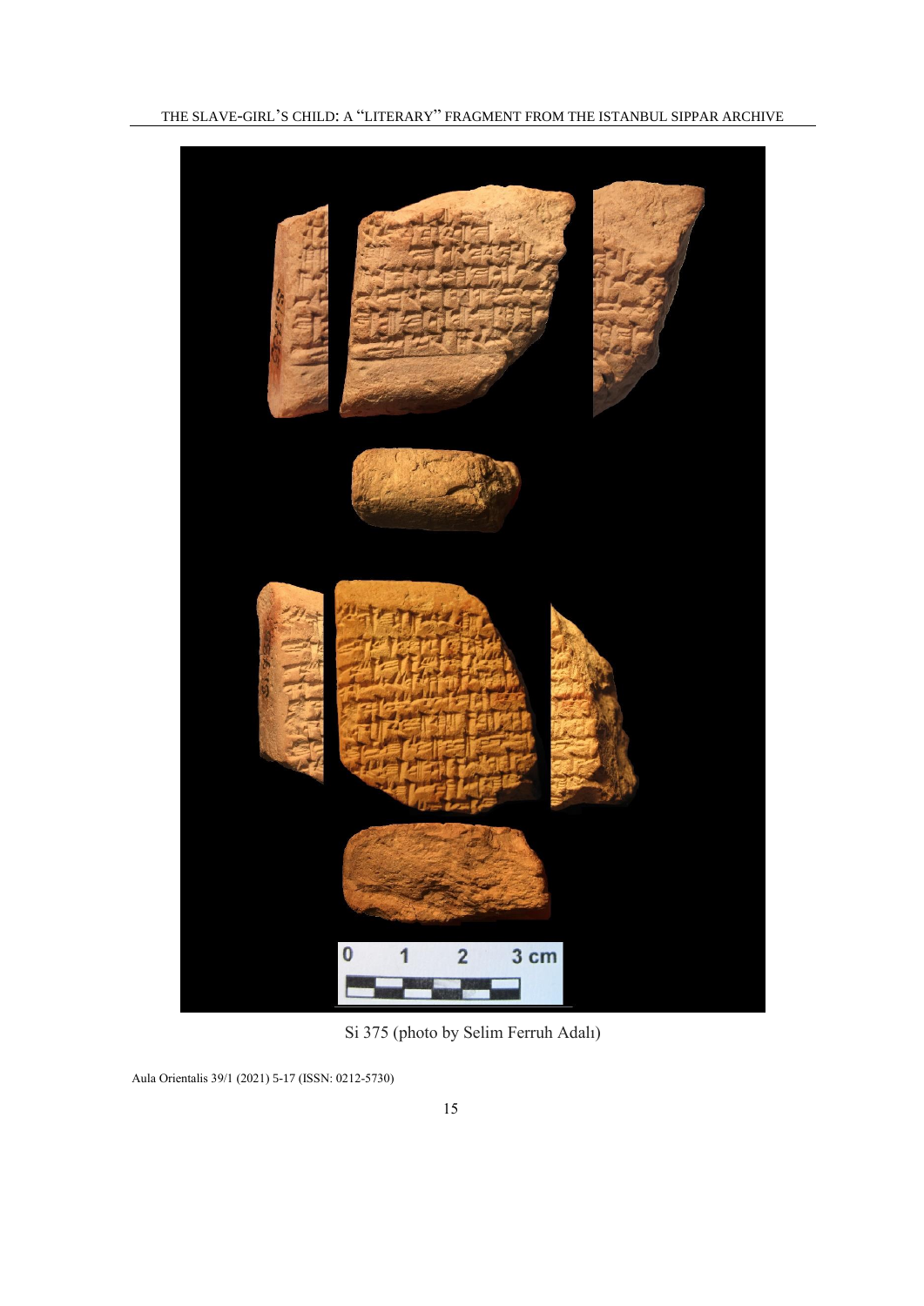Si 375 (photo by Selim Ferruh Adalı)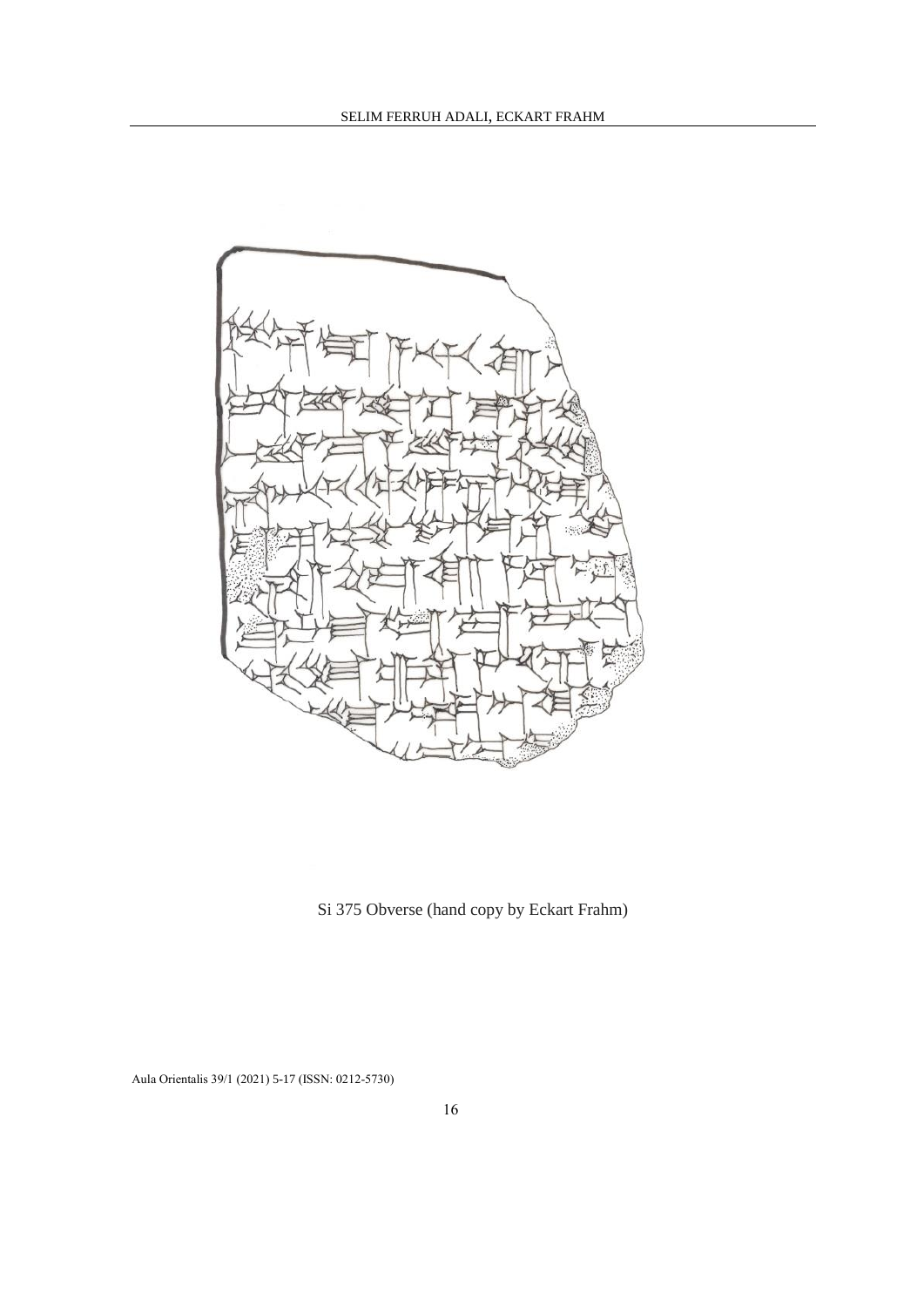Si 375 Obverse (hand copy by Eckart Frahm)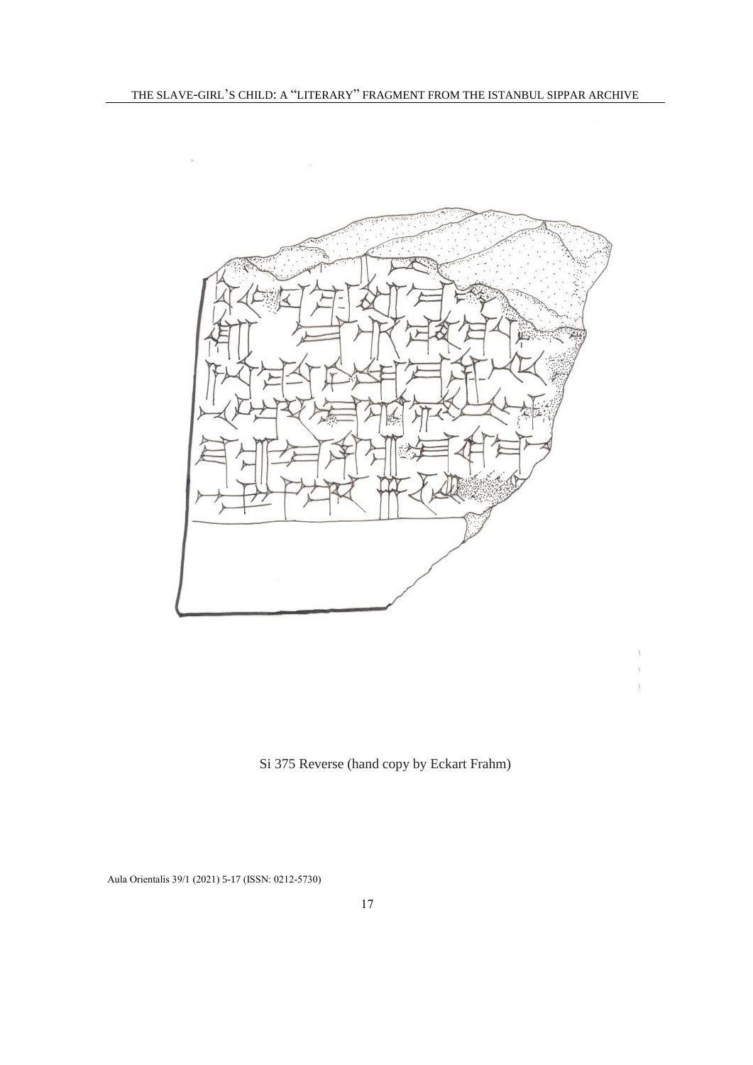Si 375 Reverse (hand copy by Eckart Frahm)